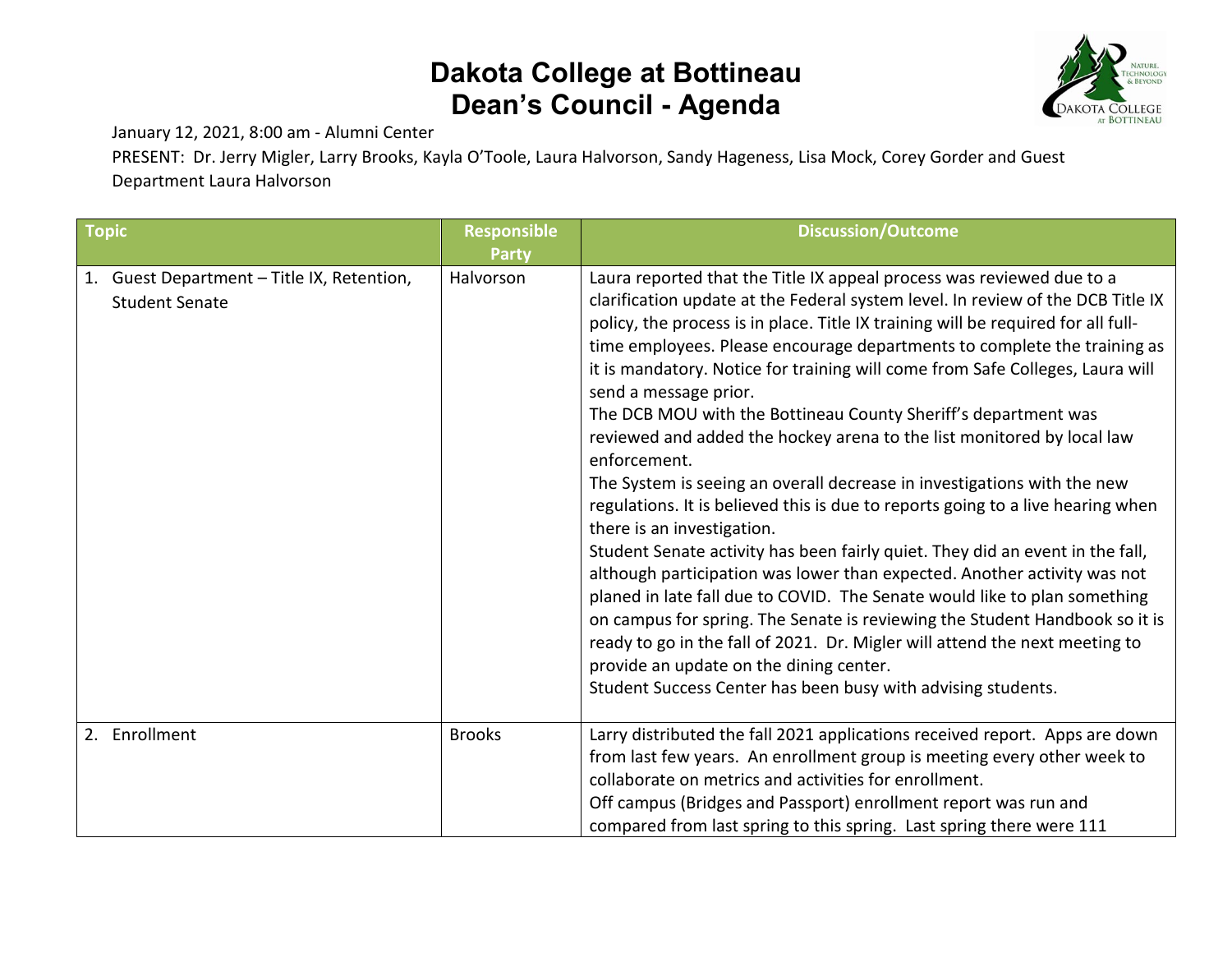# Dakota College at Bottineau
# Dean's Council - Agenda

January 12, 2021, 8:00 am - Alumni Center

PRESENT: Dr. Jerry Migler, Larry Brooks, Kayla O'Toole, Laura Halvorson, Sandy Hageness, Lisa Mock, Corey Gorder and Guest Department Laura Halvorson

| Topic | Responsible Party | Discussion/Outcome |
|---|---|---|
| 1. Guest Department – Title IX, Retention, Student Senate | Halvorson | Laura reported that the Title IX appeal process was reviewed due to a clarification update at the Federal system level. In review of the DCB Title IX policy, the process is in place. Title IX training will be required for all full-time employees. Please encourage departments to complete the training as it is mandatory. Notice for training will come from Safe Colleges, Laura will send a message prior.<br>The DCB MOU with the Bottineau County Sheriff's department was reviewed and added the hockey arena to the list monitored by local law enforcement.<br>The System is seeing an overall decrease in investigations with the new regulations. It is believed this is due to reports going to a live hearing when there is an investigation.<br>Student Senate activity has been fairly quiet. They did an event in the fall, although participation was lower than expected. Another activity was not planed in late fall due to COVID. The Senate would like to plan something on campus for spring. The Senate is reviewing the Student Handbook so it is ready to go in the fall of 2021. Dr. Migler will attend the next meeting to provide an update on the dining center.<br>Student Success Center has been busy with advising students. |
| 2. Enrollment | Brooks | Larry distributed the fall 2021 applications received report. Apps are down from last few years. An enrollment group is meeting every other week to collaborate on metrics and activities for enrollment.<br>Off campus (Bridges and Passport) enrollment report was run and compared from last spring to this spring. Last spring there were 111 |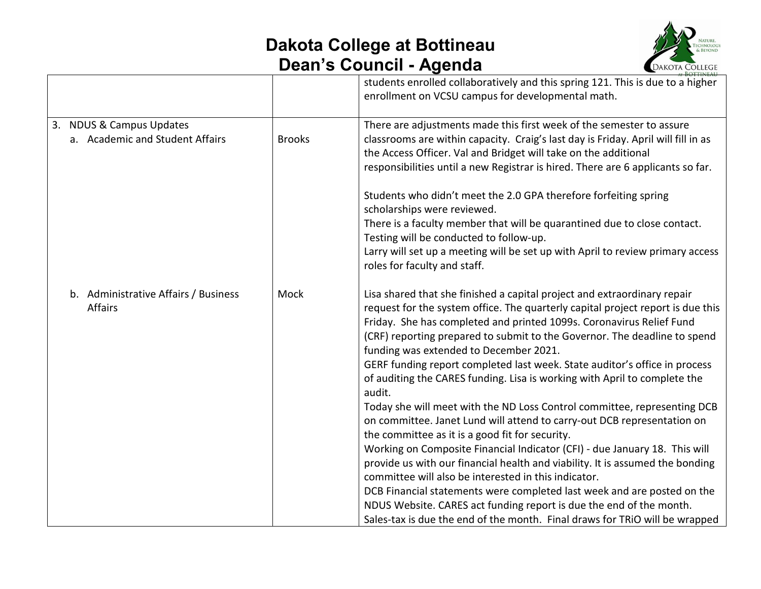| | | |
|---|---|---|
| | | students enrolled collaboratively and this spring 121. This is due to a higher enrollment on VCSU campus for developmental math. |
| 3. NDUS & Campus Updates<br>a. Academic and Student Affairs | Brooks | There are adjustments made this first week of the semester to assure classrooms are within capacity. Craig's last day is Friday. April will fill in as the Access Officer. Val and Bridget will take on the additional responsibilities until a new Registrar is hired. There are 6 applicants so far.<br><br>Students who didn't meet the 2.0 GPA therefore forfeiting spring scholarships were reviewed.<br>There is a faculty member that will be quarantined due to close contact. Testing will be conducted to follow-up.<br>Larry will set up a meeting will be set up with April to review primary access roles for faculty and staff. |
| b. Administrative Affairs / Business Affairs | Mock | Lisa shared that she finished a capital project and extraordinary repair request for the system office. The quarterly capital project report is due this Friday. She has completed and printed 1099s. Coronavirus Relief Fund (CRF) reporting prepared to submit to the Governor. The deadline to spend funding was extended to December 2021.<br>GERF funding report completed last week. State auditor's office in process of auditing the CARES funding. Lisa is working with April to complete the audit.<br>Today she will meet with the ND Loss Control committee, representing DCB on committee. Janet Lund will attend to carry-out DCB representation on the committee as it is a good fit for security.<br>Working on Composite Financial Indicator (CFI) - due January 18. This will provide us with our financial health and viability. It is assumed the bonding committee will also be interested in this indicator.<br>DCB Financial statements were completed last week and are posted on the NDUS Website. CARES act funding report is due the end of the month. Sales-tax is due the end of the month. Final draws for TRiO will be wrapped |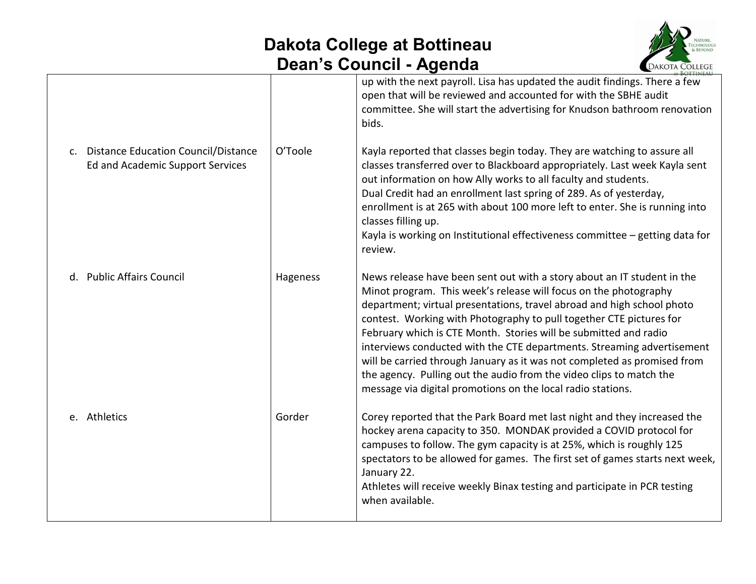# Dakota College at Bottineau
# Dean's Council - Agenda

| | | |
|---|---|---|
| | | up with the next payroll. Lisa has updated the audit findings. There a few open that will be reviewed and accounted for with the SBHE audit committee. She will start the advertising for Knudson bathroom renovation bids. |
| c. Distance Education Council/Distance Ed and Academic Support Services | O'Toole | Kayla reported that classes begin today. They are watching to assure all classes transferred over to Blackboard appropriately. Last week Kayla sent out information on how Ally works to all faculty and students.<br>Dual Credit had an enrollment last spring of 289. As of yesterday, enrollment is at 265 with about 100 more left to enter. She is running into classes filling up.<br>Kayla is working on Institutional effectiveness committee – getting data for review. |
| d. Public Affairs Council | Hageness | News release have been sent out with a story about an IT student in the Minot program. This week's release will focus on the photography department; virtual presentations, travel abroad and high school photo contest. Working with Photography to pull together CTE pictures for February which is CTE Month. Stories will be submitted and radio interviews conducted with the CTE departments. Streaming advertisement will be carried through January as it was not completed as promised from the agency. Pulling out the audio from the video clips to match the message via digital promotions on the local radio stations. |
| e. Athletics | Gorder | Corey reported that the Park Board met last night and they increased the hockey arena capacity to 350. MONDAK provided a COVID protocol for campuses to follow. The gym capacity is at 25%, which is roughly 125 spectators to be allowed for games. The first set of games starts next week, January 22.<br>Athletes will receive weekly Binax testing and participate in PCR testing when available. |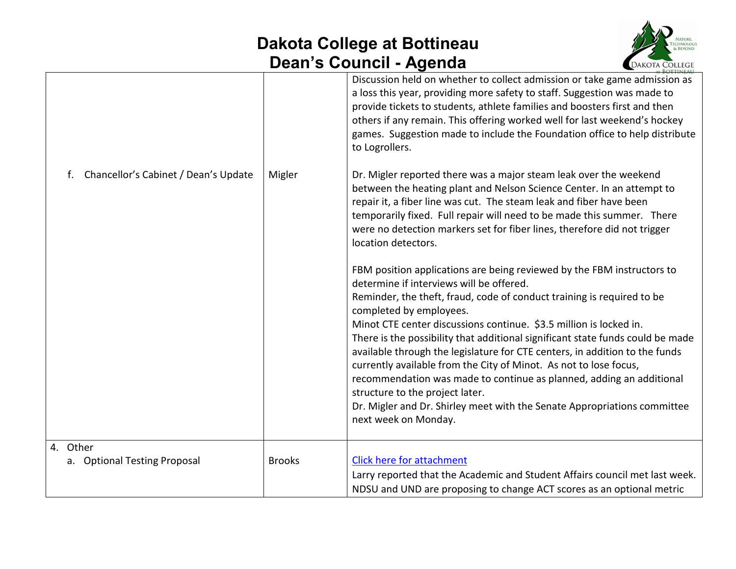# Dakota College at Bottineau
## Dean's Council - Agenda

| | | |
|---|---|---|
| | | Discussion held on whether to collect admission or take game admission as a loss this year, providing more safety to staff. Suggestion was made to provide tickets to students, athlete families and boosters first and then others if any remain. This offering worked well for last weekend's hockey games. Suggestion made to include the Foundation office to help distribute to Logrollers. |
| f. Chancellor's Cabinet / Dean's Update | Migler | Dr. Migler reported there was a major steam leak over the weekend between the heating plant and Nelson Science Center. In an attempt to repair it, a fiber line was cut. The steam leak and fiber have been temporarily fixed. Full repair will need to be made this summer. There were no detection markers set for fiber lines, therefore did not trigger location detectors.<br><br>FBM position applications are being reviewed by the FBM instructors to determine if interviews will be offered.<br>Reminder, the theft, fraud, code of conduct training is required to be completed by employees.<br>Minot CTE center discussions continue. \$3.5 million is locked in.<br>There is the possibility that additional significant state funds could be made available through the legislature for CTE centers, in addition to the funds currently available from the City of Minot. As not to lose focus, recommendation was made to continue as planned, adding an additional structure to the project later.<br>Dr. Migler and Dr. Shirley meet with the Senate Appropriations committee next week on Monday. |
| 4. Other<br>a. Optional Testing Proposal | Brooks | Click here for attachment<br>Larry reported that the Academic and Student Affairs council met last week. NDSU and UND are proposing to change ACT scores as an optional metric |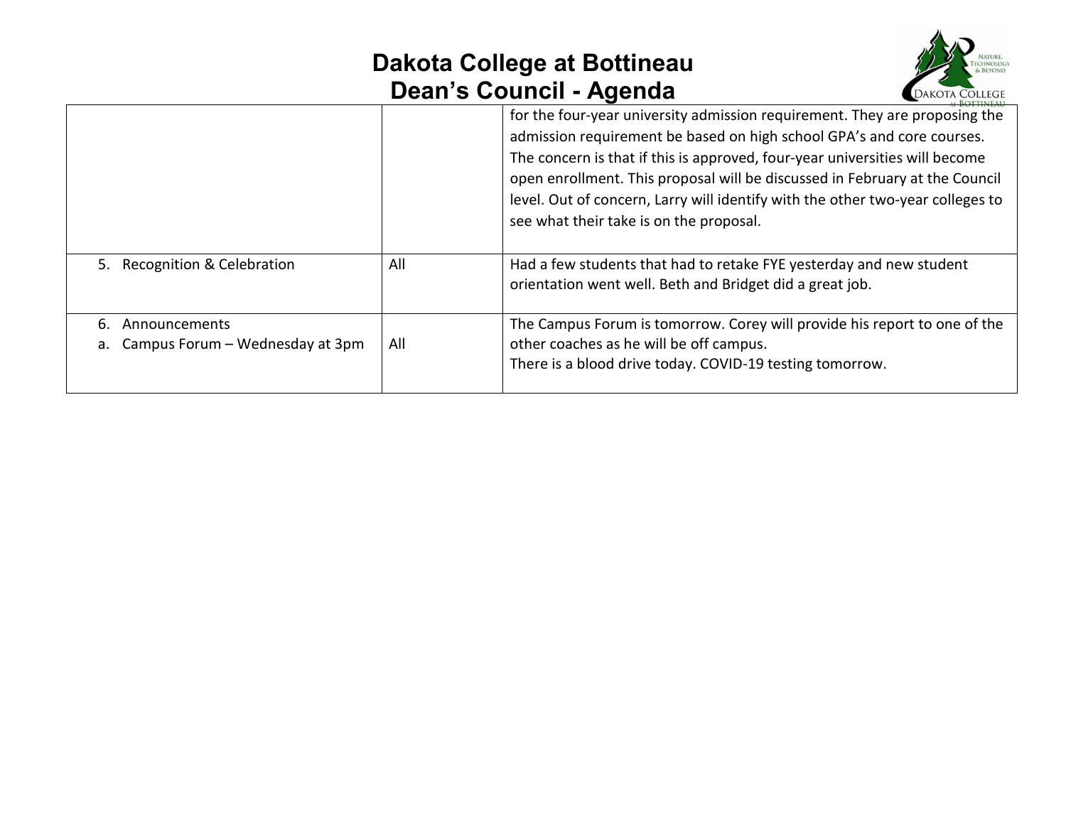| | | |
|---|---|---|
| | | for the four-year university admission requirement. They are proposing the admission requirement be based on high school GPA's and core courses. The concern is that if this is approved, four-year universities will become open enrollment. This proposal will be discussed in February at the Council level. Out of concern, Larry will identify with the other two-year colleges to see what their take is on the proposal. |
| 5. Recognition & Celebration | All | Had a few students that had to retake FYE yesterday and new student orientation went well. Beth and Bridget did a great job. |
| 6. Announcements<br>a. Campus Forum – Wednesday at 3pm | All | The Campus Forum is tomorrow. Corey will provide his report to one of the other coaches as he will be off campus.<br>There is a blood drive today. COVID-19 testing tomorrow. |